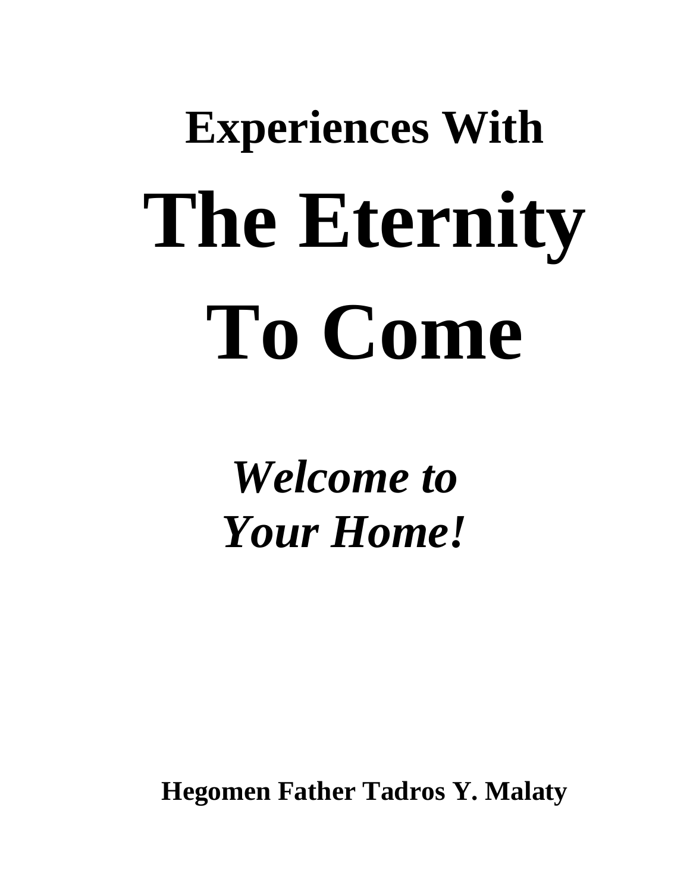# Experiences With

# The Eternity To Come

***Welcome to Your Home!***

**Hegomen Father Tadros Y. Malaty**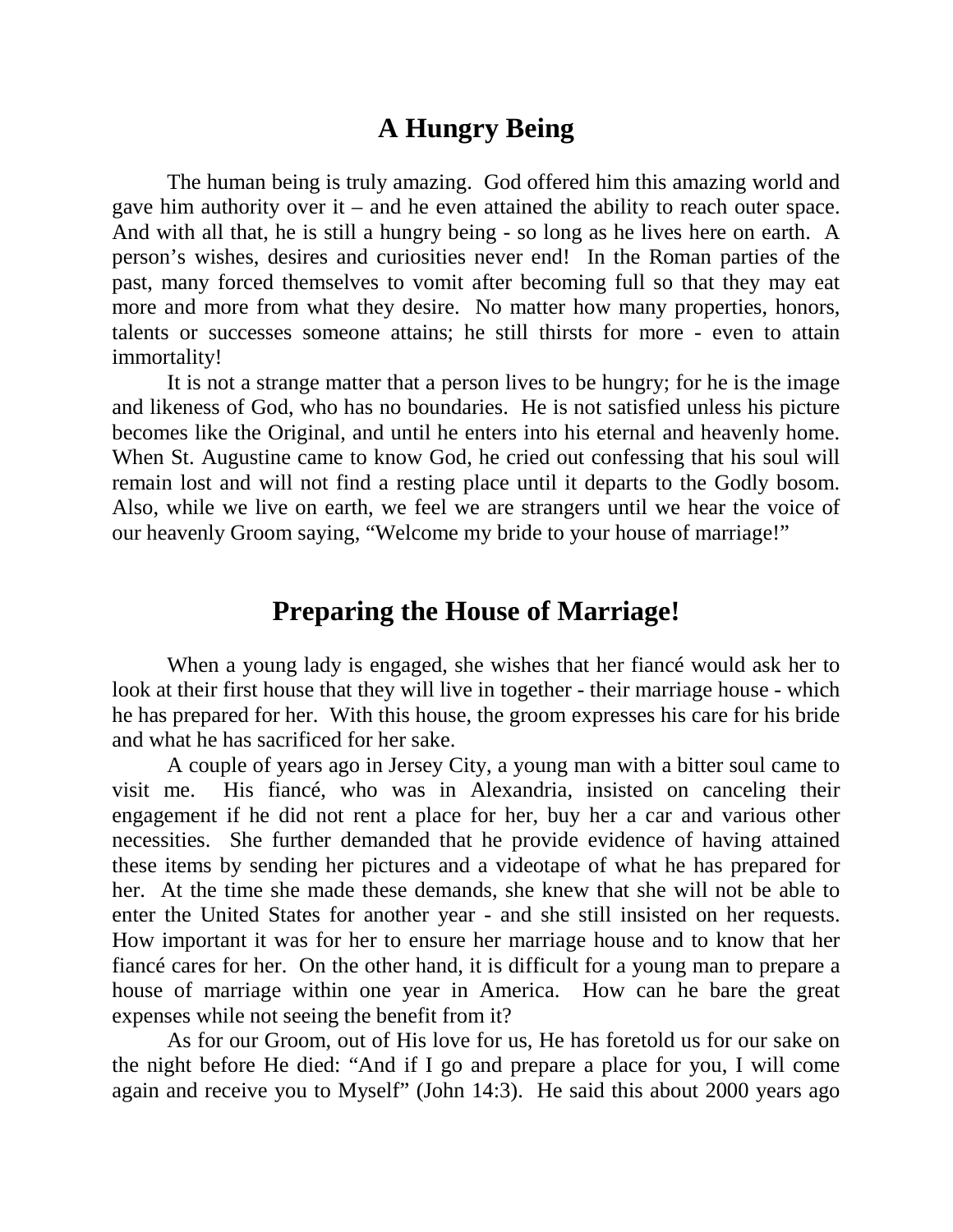## A Hungry Being

The human being is truly amazing. God offered him this amazing world and gave him authority over it – and he even attained the ability to reach outer space. And with all that, he is still a hungry being - so long as he lives here on earth. A person's wishes, desires and curiosities never end! In the Roman parties of the past, many forced themselves to vomit after becoming full so that they may eat more and more from what they desire. No matter how many properties, honors, talents or successes someone attains; he still thirsts for more - even to attain immortality!

It is not a strange matter that a person lives to be hungry; for he is the image and likeness of God, who has no boundaries. He is not satisfied unless his picture becomes like the Original, and until he enters into his eternal and heavenly home. When St. Augustine came to know God, he cried out confessing that his soul will remain lost and will not find a resting place until it departs to the Godly bosom. Also, while we live on earth, we feel we are strangers until we hear the voice of our heavenly Groom saying, "Welcome my bride to your house of marriage!"

## Preparing the House of Marriage!

When a young lady is engaged, she wishes that her fiancé would ask her to look at their first house that they will live in together - their marriage house - which he has prepared for her. With this house, the groom expresses his care for his bride and what he has sacrificed for her sake.

A couple of years ago in Jersey City, a young man with a bitter soul came to visit me. His fiancé, who was in Alexandria, insisted on canceling their engagement if he did not rent a place for her, buy her a car and various other necessities. She further demanded that he provide evidence of having attained these items by sending her pictures and a videotape of what he has prepared for her. At the time she made these demands, she knew that she will not be able to enter the United States for another year - and she still insisted on her requests. How important it was for her to ensure her marriage house and to know that her fiancé cares for her. On the other hand, it is difficult for a young man to prepare a house of marriage within one year in America. How can he bare the great expenses while not seeing the benefit from it?

As for our Groom, out of His love for us, He has foretold us for our sake on the night before He died: "And if I go and prepare a place for you, I will come again and receive you to Myself" (John 14:3). He said this about 2000 years ago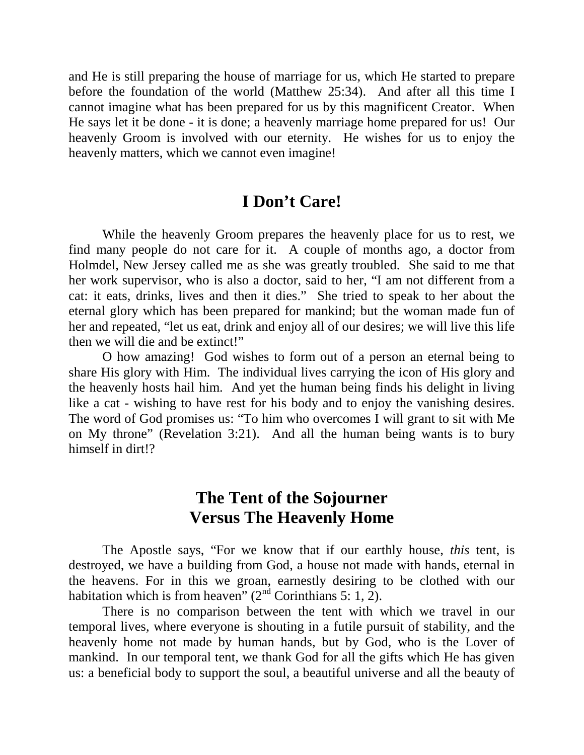and He is still preparing the house of marriage for us, which He started to prepare before the foundation of the world (Matthew 25:34). And after all this time I cannot imagine what has been prepared for us by this magnificent Creator. When He says let it be done - it is done; a heavenly marriage home prepared for us! Our heavenly Groom is involved with our eternity. He wishes for us to enjoy the heavenly matters, which we cannot even imagine!

## I Don't Care!

While the heavenly Groom prepares the heavenly place for us to rest, we find many people do not care for it. A couple of months ago, a doctor from Holmdel, New Jersey called me as she was greatly troubled. She said to me that her work supervisor, who is also a doctor, said to her, "I am not different from a cat: it eats, drinks, lives and then it dies." She tried to speak to her about the eternal glory which has been prepared for mankind; but the woman made fun of her and repeated, "let us eat, drink and enjoy all of our desires; we will live this life then we will die and be extinct!"

O how amazing! God wishes to form out of a person an eternal being to share His glory with Him. The individual lives carrying the icon of His glory and the heavenly hosts hail him. And yet the human being finds his delight in living like a cat - wishing to have rest for his body and to enjoy the vanishing desires. The word of God promises us: "To him who overcomes I will grant to sit with Me on My throne" (Revelation 3:21). And all the human being wants is to bury himself in dirt!?

## The Tent of the Sojourner Versus The Heavenly Home

The Apostle says, "For we know that if our earthly house, *this* tent, is destroyed, we have a building from God, a house not made with hands, eternal in the heavens. For in this we groan, earnestly desiring to be clothed with our habitation which is from heaven" (2nd Corinthians 5: 1, 2).

There is no comparison between the tent with which we travel in our temporal lives, where everyone is shouting in a futile pursuit of stability, and the heavenly home not made by human hands, but by God, who is the Lover of mankind. In our temporal tent, we thank God for all the gifts which He has given us: a beneficial body to support the soul, a beautiful universe and all the beauty of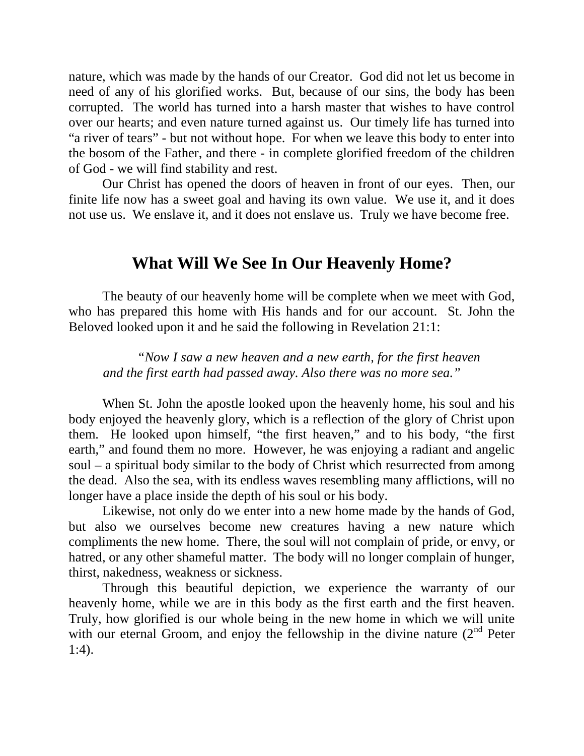nature, which was made by the hands of our Creator. God did not let us become in need of any of his glorified works. But, because of our sins, the body has been corrupted. The world has turned into a harsh master that wishes to have control over our hearts; and even nature turned against us. Our timely life has turned into "a river of tears" - but not without hope. For when we leave this body to enter into the bosom of the Father, and there - in complete glorified freedom of the children of God - we will find stability and rest.

Our Christ has opened the doors of heaven in front of our eyes. Then, our finite life now has a sweet goal and having its own value. We use it, and it does not use us. We enslave it, and it does not enslave us. Truly we have become free.

## What Will We See In Our Heavenly Home?

The beauty of our heavenly home will be complete when we meet with God, who has prepared this home with His hands and for our account. St. John the Beloved looked upon it and he said the following in Revelation 21:1:

> *"Now I saw a new heaven and a new earth, for the first heaven and the first earth had passed away. Also there was no more sea."*

When St. John the apostle looked upon the heavenly home, his soul and his body enjoyed the heavenly glory, which is a reflection of the glory of Christ upon them. He looked upon himself, "the first heaven," and to his body, "the first earth," and found them no more. However, he was enjoying a radiant and angelic soul – a spiritual body similar to the body of Christ which resurrected from among the dead. Also the sea, with its endless waves resembling many afflictions, will no longer have a place inside the depth of his soul or his body.

Likewise, not only do we enter into a new home made by the hands of God, but also we ourselves become new creatures having a new nature which compliments the new home. There, the soul will not complain of pride, or envy, or hatred, or any other shameful matter. The body will no longer complain of hunger, thirst, nakedness, weakness or sickness.

Through this beautiful depiction, we experience the warranty of our heavenly home, while we are in this body as the first earth and the first heaven. Truly, how glorified is our whole being in the new home in which we will unite with our eternal Groom, and enjoy the fellowship in the divine nature (2nd Peter 1:4).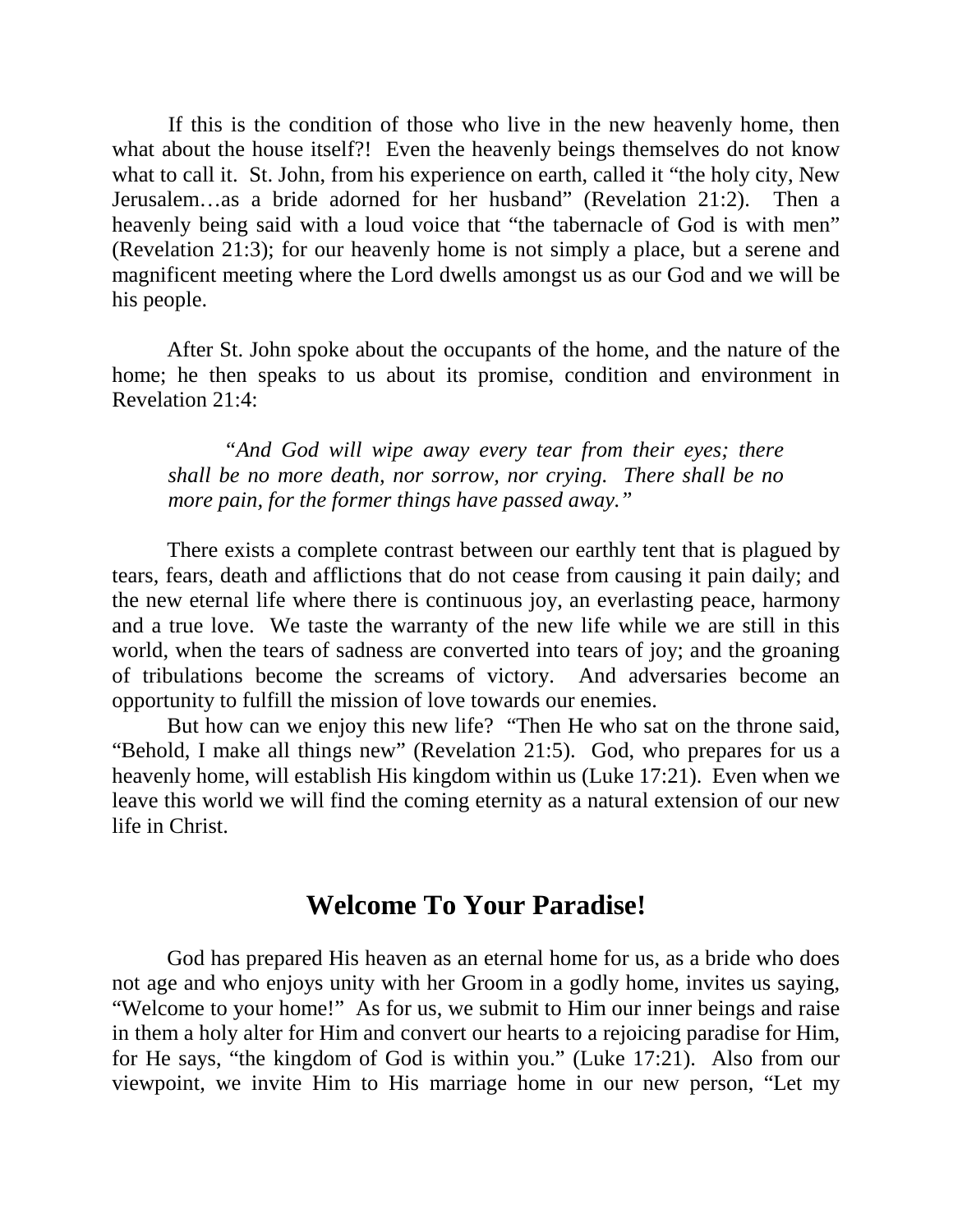If this is the condition of those who live in the new heavenly home, then what about the house itself?! Even the heavenly beings themselves do not know what to call it. St. John, from his experience on earth, called it "the holy city, New Jerusalem…as a bride adorned for her husband" (Revelation 21:2). Then a heavenly being said with a loud voice that "the tabernacle of God is with men" (Revelation 21:3); for our heavenly home is not simply a place, but a serene and magnificent meeting where the Lord dwells amongst us as our God and we will be his people.

After St. John spoke about the occupants of the home, and the nature of the home; he then speaks to us about its promise, condition and environment in Revelation 21:4:

> *"And God will wipe away every tear from their eyes; there shall be no more death, nor sorrow, nor crying. There shall be no more pain, for the former things have passed away."*

There exists a complete contrast between our earthly tent that is plagued by tears, fears, death and afflictions that do not cease from causing it pain daily; and the new eternal life where there is continuous joy, an everlasting peace, harmony and a true love. We taste the warranty of the new life while we are still in this world, when the tears of sadness are converted into tears of joy; and the groaning of tribulations become the screams of victory. And adversaries become an opportunity to fulfill the mission of love towards our enemies.

But how can we enjoy this new life? "Then He who sat on the throne said, "Behold, I make all things new" (Revelation 21:5). God, who prepares for us a heavenly home, will establish His kingdom within us (Luke 17:21). Even when we leave this world we will find the coming eternity as a natural extension of our new life in Christ.

## Welcome To Your Paradise!

God has prepared His heaven as an eternal home for us, as a bride who does not age and who enjoys unity with her Groom in a godly home, invites us saying, "Welcome to your home!" As for us, we submit to Him our inner beings and raise in them a holy alter for Him and convert our hearts to a rejoicing paradise for Him, for He says, "the kingdom of God is within you." (Luke 17:21). Also from our viewpoint, we invite Him to His marriage home in our new person, "Let my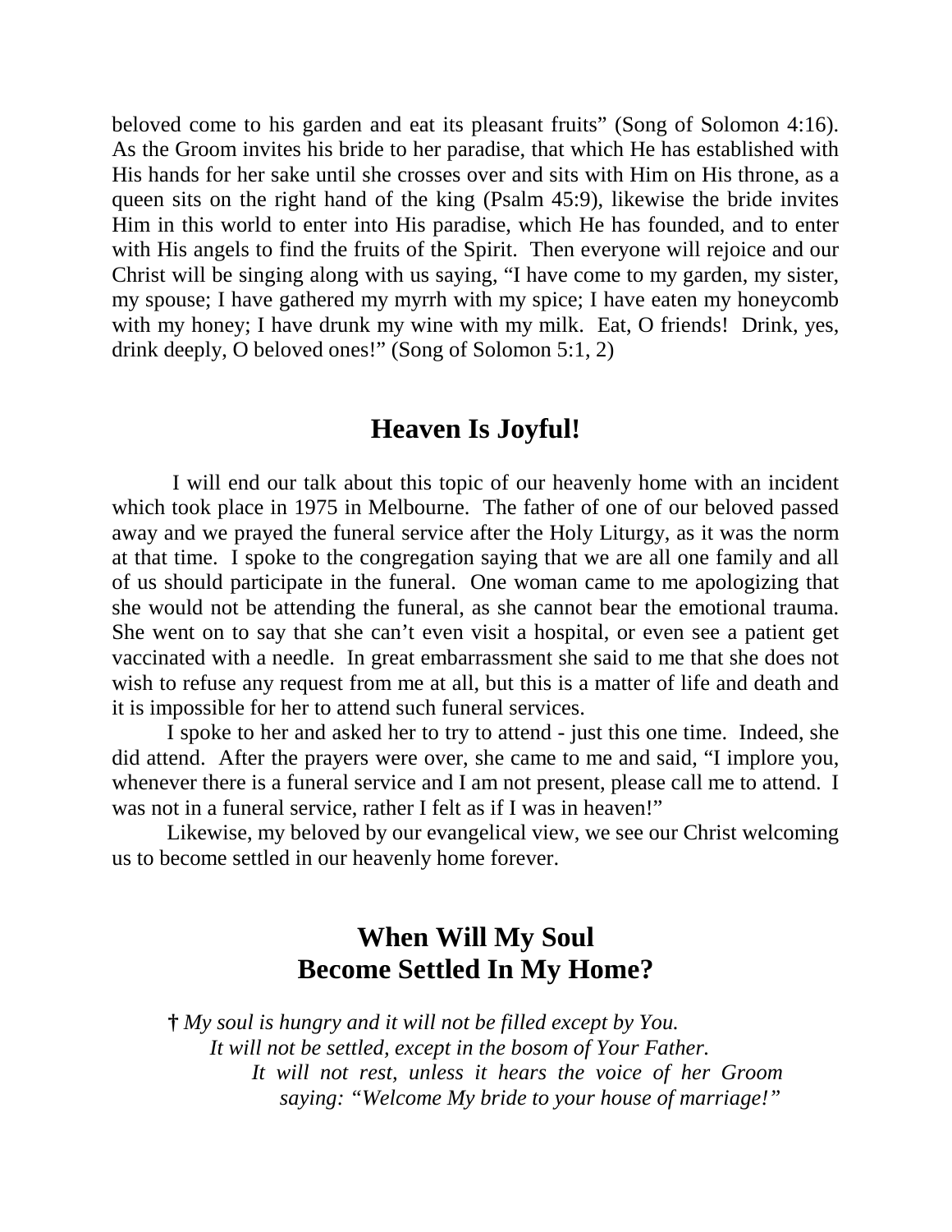beloved come to his garden and eat its pleasant fruits" (Song of Solomon 4:16). As the Groom invites his bride to her paradise, that which He has established with His hands for her sake until she crosses over and sits with Him on His throne, as a queen sits on the right hand of the king (Psalm 45:9), likewise the bride invites Him in this world to enter into His paradise, which He has founded, and to enter with His angels to find the fruits of the Spirit. Then everyone will rejoice and our Christ will be singing along with us saying, "I have come to my garden, my sister, my spouse; I have gathered my myrrh with my spice; I have eaten my honeycomb with my honey; I have drunk my wine with my milk. Eat, O friends! Drink, yes, drink deeply, O beloved ones!" (Song of Solomon 5:1, 2)

## Heaven Is Joyful!

I will end our talk about this topic of our heavenly home with an incident which took place in 1975 in Melbourne. The father of one of our beloved passed away and we prayed the funeral service after the Holy Liturgy, as it was the norm at that time. I spoke to the congregation saying that we are all one family and all of us should participate in the funeral. One woman came to me apologizing that she would not be attending the funeral, as she cannot bear the emotional trauma. She went on to say that she can't even visit a hospital, or even see a patient get vaccinated with a needle. In great embarrassment she said to me that she does not wish to refuse any request from me at all, but this is a matter of life and death and it is impossible for her to attend such funeral services.

I spoke to her and asked her to try to attend - just this one time. Indeed, she did attend. After the prayers were over, she came to me and said, "I implore you, whenever there is a funeral service and I am not present, please call me to attend. I was not in a funeral service, rather I felt as if I was in heaven!"

Likewise, my beloved by our evangelical view, we see our Christ welcoming us to become settled in our heavenly home forever.

## When Will My Soul Become Settled In My Home?

† *My soul is hungry and it will not be filled except by You.*
*It will not be settled, except in the bosom of Your Father.*
*It will not rest, unless it hears the voice of her Groom saying: "Welcome My bride to your house of marriage!"*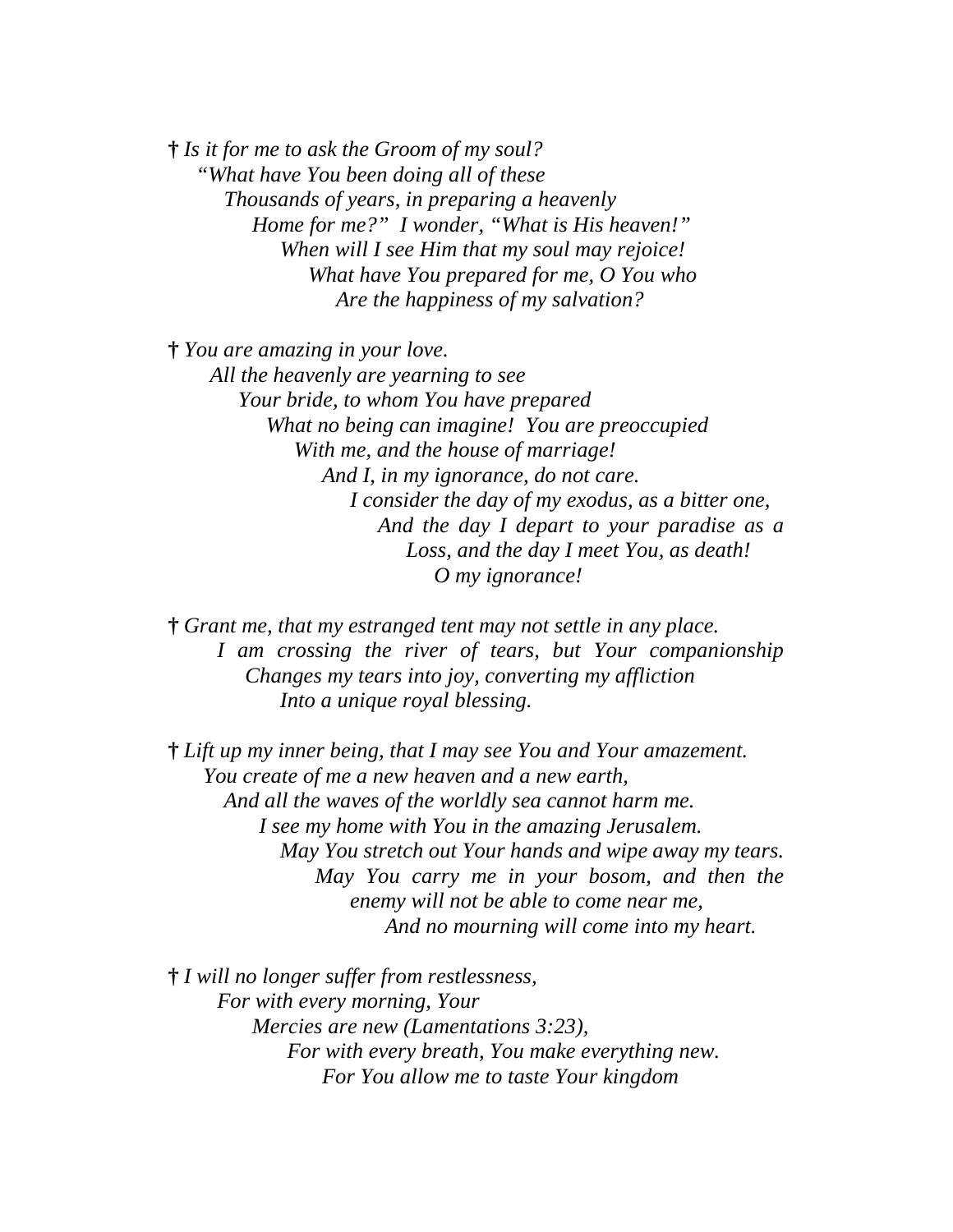† *Is it for me to ask the Groom of my soul?*
*"What have You been doing all of these*
*Thousands of years, in preparing a heavenly*
*Home for me?" I wonder, "What is His heaven!"*
*When will I see Him that my soul may rejoice!*
*What have You prepared for me, O You who*
*Are the happiness of my salvation?*

† *You are amazing in your love.*
*All the heavenly are yearning to see*
*Your bride, to whom You have prepared*
*What no being can imagine! You are preoccupied*
*With me, and the house of marriage!*
*And I, in my ignorance, do not care.*
*I consider the day of my exodus, as a bitter one,*
*And the day I depart to your paradise as a*
*Loss, and the day I meet You, as death!*
*O my ignorance!*

† *Grant me, that my estranged tent may not settle in any place.*
*I am crossing the river of tears, but Your companionship*
*Changes my tears into joy, converting my affliction*
*Into a unique royal blessing.*

† *Lift up my inner being, that I may see You and Your amazement.*
*You create of me a new heaven and a new earth,*
*And all the waves of the worldly sea cannot harm me.*
*I see my home with You in the amazing Jerusalem.*
*May You stretch out Your hands and wipe away my tears.*
*May You carry me in your bosom, and then the*
*enemy will not be able to come near me,*
*And no mourning will come into my heart.*

† *I will no longer suffer from restlessness,*
*For with every morning, Your*
*Mercies are new (Lamentations 3:23),*
*For with every breath, You make everything new.*
*For You allow me to taste Your kingdom*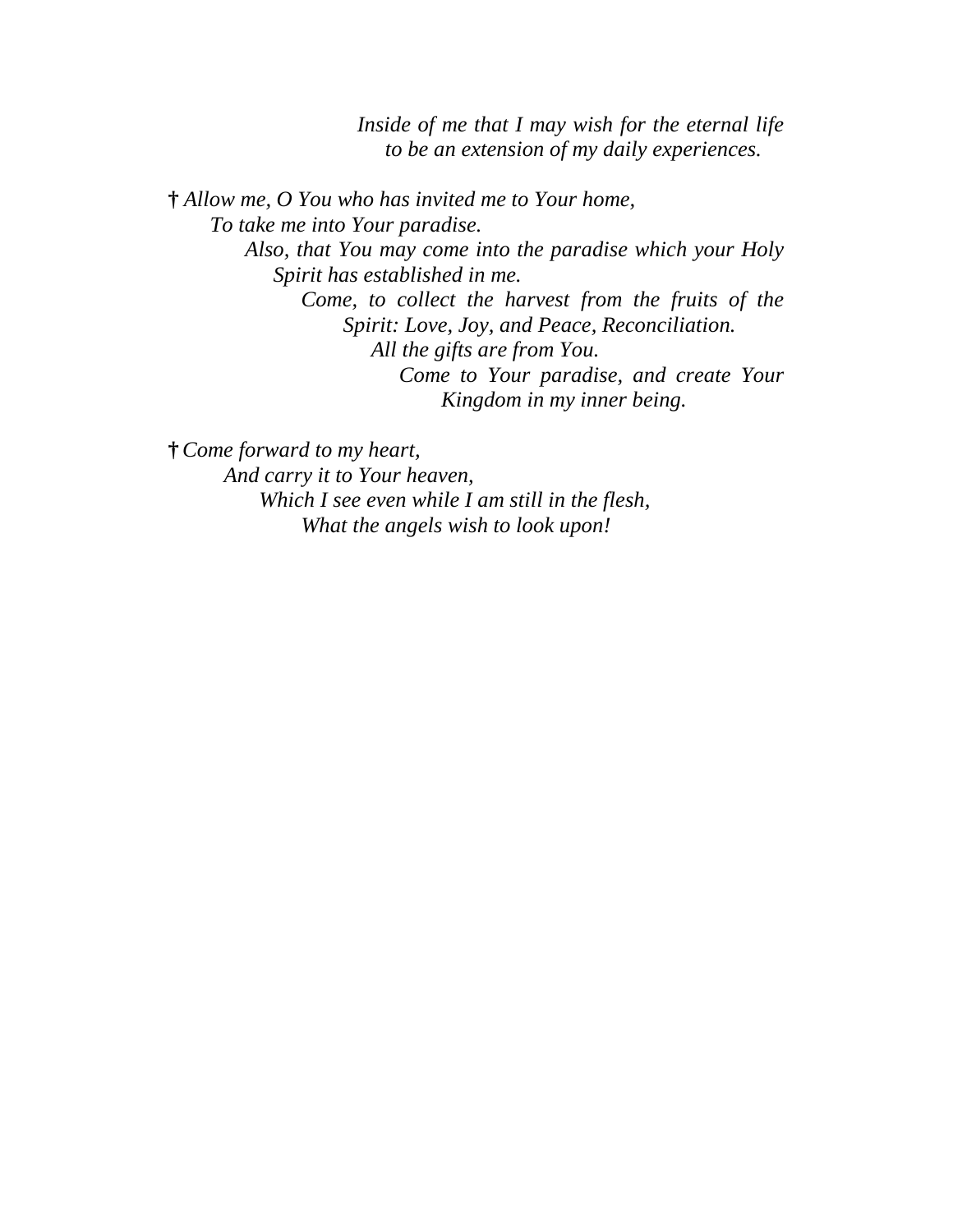*Inside of me that I may wish for the eternal life to be an extension of my daily experiences.*

† *Allow me, O You who has invited me to Your home,*
*To take me into Your paradise.*
*Also, that You may come into the paradise which your Holy Spirit has established in me.*
*Come, to collect the harvest from the fruits of the Spirit: Love, Joy, and Peace, Reconciliation.*
*All the gifts are from You.*
*Come to Your paradise, and create Your Kingdom in my inner being.*

† *Come forward to my heart,*
*And carry it to Your heaven,*
*Which I see even while I am still in the flesh,*
*What the angels wish to look upon!*